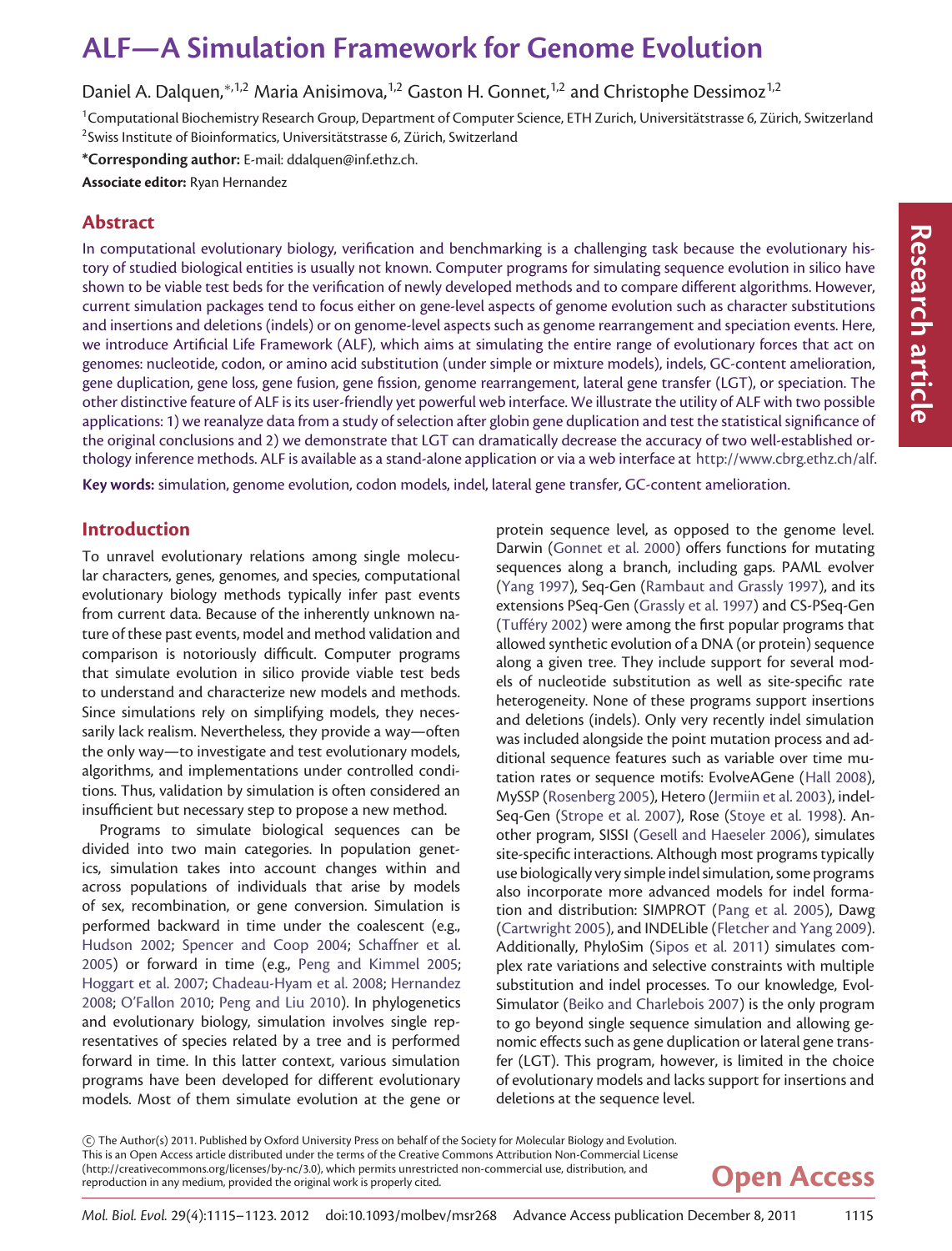# ALF—A Simulation Framework for Genome Evolution

Daniel A. Dalquen,*[1,2] Maria Anisimova,[1,2] Gaston H. Gonnet,[1,2] and Christophe Dessimoz[1,2]

[1]Computational Biochemistry Research Group, Department of Computer Science, ETH Zurich, Universitätstrasse 6, Zürich, Switzerland
[2]Swiss Institute of Bioinformatics, Universitätstrasse 6, Zürich, Switzerland

***Corresponding author:** E-mail: ddalquen@inf.ethz.ch.

**Associate editor:** Ryan Hernandez

## Abstract

In computational evolutionary biology, verification and benchmarking is a challenging task because the evolutionary history of studied biological entities is usually not known. Computer programs for simulating sequence evolution in silico have shown to be viable test beds for the verification of newly developed methods and to compare different algorithms. However, current simulation packages tend to focus either on gene-level aspects of genome evolution such as character substitutions and insertions and deletions (indels) or on genome-level aspects such as genome rearrangement and speciation events. Here, we introduce Artificial Life Framework (ALF), which aims at simulating the entire range of evolutionary forces that act on genomes: nucleotide, codon, or amino acid substitution (under simple or mixture models), indels, GC-content amelioration, gene duplication, gene loss, gene fusion, gene fission, genome rearrangement, lateral gene transfer (LGT), or speciation. The other distinctive feature of ALF is its user-friendly yet powerful web interface. We illustrate the utility of ALF with two possible applications: 1) we reanalyze data from a study of selection after globin gene duplication and test the statistical significance of the original conclusions and 2) we demonstrate that LGT can dramatically decrease the accuracy of two well-established orthology inference methods. ALF is available as a stand-alone application or via a web interface at http://www.cbrg.ethz.ch/alf.

**Key words:** simulation, genome evolution, codon models, indel, lateral gene transfer, GC-content amelioration.

## Introduction

To unravel evolutionary relations among single molecular characters, genes, genomes, and species, computational evolutionary biology methods typically infer past events from current data. Because of the inherently unknown nature of these past events, model and method validation and comparison is notoriously difficult. Computer programs that simulate evolution in silico provide viable test beds to understand and characterize new models and methods. Since simulations rely on simplifying models, they necessarily lack realism. Nevertheless, they provide a way—often the only way—to investigate and test evolutionary models, algorithms, and implementations under controlled conditions. Thus, validation by simulation is often considered an insufficient but necessary step to propose a new method.

Programs to simulate biological sequences can be divided into two main categories. In population genetics, simulation takes into account changes within and across populations of individuals that arise by models of sex, recombination, or gene conversion. Simulation is performed backward in time under the coalescent (e.g., Hudson 2002; Spencer and Coop 2004; Schaffner et al. 2005) or forward in time (e.g., Peng and Kimmel 2005; Hoggart et al. 2007; Chadeau-Hyam et al. 2008; Hernandez 2008; O'Fallon 2010; Peng and Liu 2010). In phylogenetics and evolutionary biology, simulation involves single representatives of species related by a tree and is performed forward in time. In this latter context, various simulation programs have been developed for different evolutionary models. Most of them simulate evolution at the gene or protein sequence level, as opposed to the genome level. Darwin (Gonnet et al. 2000) offers functions for mutating sequences along a branch, including gaps. PAML evolver (Yang 1997), Seq-Gen (Rambaut and Grassly 1997), and its extensions PSeq-Gen (Grassly et al. 1997) and CS-PSeq-Gen (Tufféry 2002) were among the first popular programs that allowed synthetic evolution of a DNA (or protein) sequence along a given tree. They include support for several models of nucleotide substitution as well as site-specific rate heterogeneity. None of these programs support insertions and deletions (indels). Only very recently indel simulation was included alongside the point mutation process and additional sequence features such as variable over time mutation rates or sequence motifs: EvolveAGene (Hall 2008), MySSP (Rosenberg 2005), Hetero (Jermiin et al. 2003), indel-Seq-Gen (Strope et al. 2007), Rose (Stoye et al. 1998). Another program, SISSI (Gesell and Haeseler 2006), simulates site-specific interactions. Although most programs typically use biologically very simple indel simulation, some programs also incorporate more advanced models for indel formation and distribution: SIMPROT (Pang et al. 2005), Dawg (Cartwright 2005), and INDELible (Fletcher and Yang 2009). Additionally, PhyloSim (Sipos et al. 2011) simulates complex rate variations and selective constraints with multiple substitution and indel processes. To our knowledge, Evol-Simulator (Beiko and Charlebois 2007) is the only program to go beyond single sequence simulation and allowing genomic effects such as gene duplication or lateral gene transfer (LGT). This program, however, is limited in the choice of evolutionary models and lacks support for insertions and deletions at the sequence level.

© The Author(s) 2011. Published by Oxford University Press on behalf of the Society for Molecular Biology and Evolution. This is an Open Access article distributed under the terms of the Creative Commons Attribution Non-Commercial License (http://creativecommons.org/licenses/by-nc/3.0), which permits unrestricted non-commercial use, distribution, and reproduction in any medium, provided the original work is properly cited.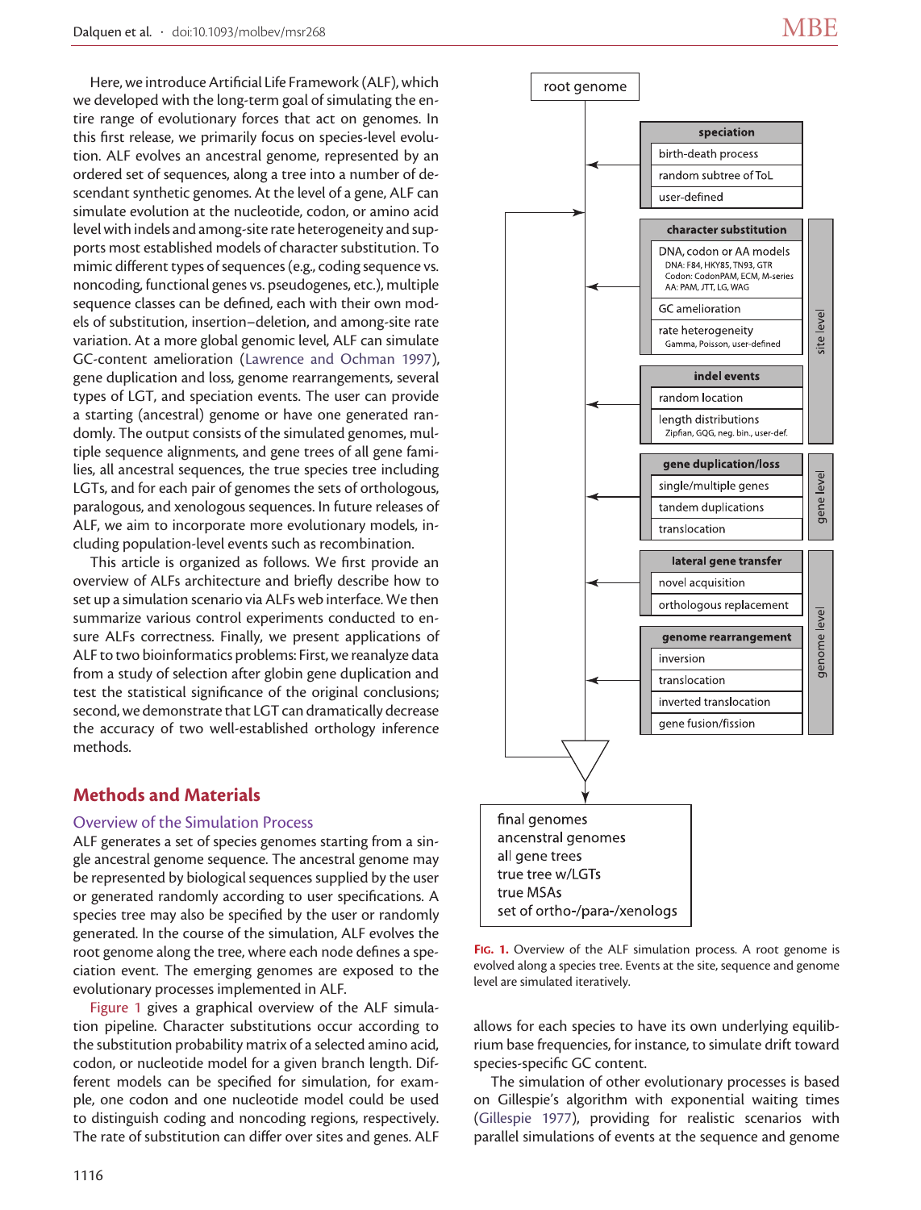Here, we introduce Artificial Life Framework (ALF), which we developed with the long-term goal of simulating the entire range of evolutionary forces that act on genomes. In this first release, we primarily focus on species-level evolution. ALF evolves an ancestral genome, represented by an ordered set of sequences, along a tree into a number of descendant synthetic genomes. At the level of a gene, ALF can simulate evolution at the nucleotide, codon, or amino acid level with indels and among-site rate heterogeneity and supports most established models of character substitution. To mimic different types of sequences (e.g., coding sequence vs. noncoding, functional genes vs. pseudogenes, etc.), multiple sequence classes can be defined, each with their own models of substitution, insertion–deletion, and among-site rate variation. At a more global genomic level, ALF can simulate GC-content amelioration (Lawrence and Ochman 1997), gene duplication and loss, genome rearrangements, several types of LGT, and speciation events. The user can provide a starting (ancestral) genome or have one generated randomly. The output consists of the simulated genomes, multiple sequence alignments, and gene trees of all gene families, all ancestral sequences, the true species tree including LGTs, and for each pair of genomes the sets of orthologous, paralogous, and xenologous sequences. In future releases of ALF, we aim to incorporate more evolutionary models, including population-level events such as recombination.

This article is organized as follows. We first provide an overview of ALFs architecture and briefly describe how to set up a simulation scenario via ALFs web interface. We then summarize various control experiments conducted to ensure ALFs correctness. Finally, we present applications of ALF to two bioinformatics problems: First, we reanalyze data from a study of selection after globin gene duplication and test the statistical significance of the original conclusions; second, we demonstrate that LGT can dramatically decrease the accuracy of two well-established orthology inference methods.

## Methods and Materials

### Overview of the Simulation Process

ALF generates a set of species genomes starting from a single ancestral genome sequence. The ancestral genome may be represented by biological sequences supplied by the user or generated randomly according to user specifications. A species tree may also be specified by the user or randomly generated. In the course of the simulation, ALF evolves the root genome along the tree, where each node defines a speciation event. The emerging genomes are exposed to the evolutionary processes implemented in ALF.

Figure 1 gives a graphical overview of the ALF simulation pipeline. Character substitutions occur according to the substitution probability matrix of a selected amino acid, codon, or nucleotide model for a given branch length. Different models can be specified for simulation, for example, one codon and one nucleotide model could be used to distinguish coding and noncoding regions, respectively. The rate of substitution can differ over sites and genes. ALF allows for each species to have its own underlying equilibrium base frequencies, for instance, to simulate drift toward species-specific GC content.

The simulation of other evolutionary processes is based on Gillespie's algorithm with exponential waiting times (Gillespie 1977), providing for realistic scenarios with parallel simulations of events at the sequence and genome

root genome

speciation
birth-death process
random subtree of ToL
user-defined

character substitution
DNA, codon or AA models
DNA: F84, HKY85, TN93, GTR
Codon: CodonPAM, ECM, M-series
AA: PAM, JTT, LG, WAG
GC amelioration
rate heterogeneity
Gamma, Poisson, user-defined

indel events
random location
length distributions
Zipfian, GQG, neg. bin., user-def.

site level

gene duplication/loss
single/multiple genes
tandem duplications
translocation

gene level

lateral gene transfer
novel acquisition
orthologous replacement

genome rearrangement
inversion
translocation
inverted translocation
gene fusion/fission

genome level

final genomes
ancenstral genomes
all gene trees
true tree w/LGTs
true MSAs
set of ortho-/para-/xenologs

**Fig. 1.** Overview of the ALF simulation process. A root genome is evolved along a species tree. Events at the site, sequence and genome level are simulated iteratively.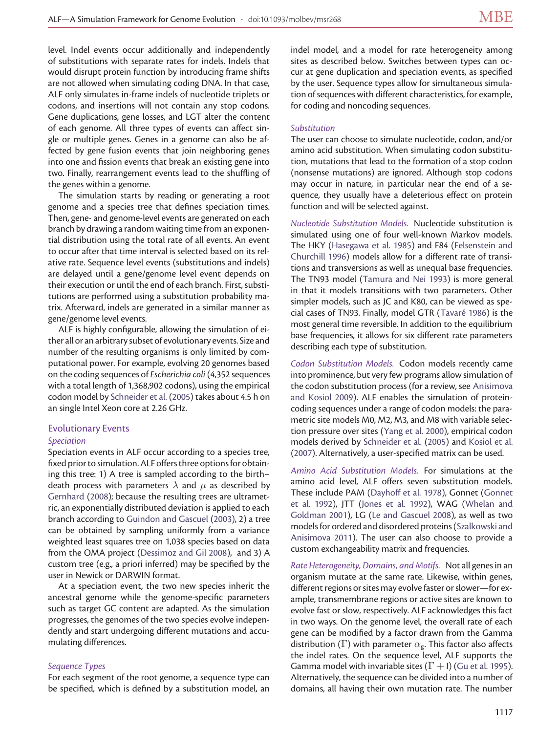level. Indel events occur additionally and independently of substitutions with separate rates for indels. Indels that would disrupt protein function by introducing frame shifts are not allowed when simulating coding DNA. In that case, ALF only simulates in-frame indels of nucleotide triplets or codons, and insertions will not contain any stop codons. Gene duplications, gene losses, and LGT alter the content of each genome. All three types of events can affect single or multiple genes. Genes in a genome can also be affected by gene fusion events that join neighboring genes into one and fission events that break an existing gene into two. Finally, rearrangement events lead to the shuffling of the genes within a genome.

The simulation starts by reading or generating a root genome and a species tree that defines speciation times. Then, gene- and genome-level events are generated on each branch by drawing a random waiting time from an exponential distribution using the total rate of all events. An event to occur after that time interval is selected based on its relative rate. Sequence level events (substitutions and indels) are delayed until a gene/genome level event depends on their execution or until the end of each branch. First, substitutions are performed using a substitution probability matrix. Afterward, indels are generated in a similar manner as gene/genome level events.

ALF is highly configurable, allowing the simulation of either all or an arbitrary subset of evolutionary events. Size and number of the resulting organisms is only limited by computational power. For example, evolving 20 genomes based on the coding sequences of *Escherichia coli* (4,352 sequences with a total length of 1,368,902 codons), using the empirical codon model by Schneider et al. (2005) takes about 4.5 h on an single Intel Xeon core at 2.26 GHz.

## Evolutionary Events

### *Speciation*

Speciation events in ALF occur according to a species tree, fixed prior to simulation. ALF offers three options for obtaining this tree: 1) A tree is sampled according to the birth–death process with parameters $\lambda$ and $\mu$ as described by Gernhard (2008); because the resulting trees are ultrametric, an exponentially distributed deviation is applied to each branch according to Guindon and Gascuel (2003), 2) a tree can be obtained by sampling uniformly from a variance weighted least squares tree on 1,038 species based on data from the OMA project (Dessimoz and Gil 2008), and 3) A custom tree (e.g., a priori inferred) may be specified by the user in Newick or DARWIN format.

At a speciation event, the two new species inherit the ancestral genome while the genome-specific parameters such as target GC content are adapted. As the simulation progresses, the genomes of the two species evolve independently and start undergoing different mutations and accumulating differences.

### *Sequence Types*

For each segment of the root genome, a sequence type can be specified, which is defined by a substitution model, an indel model, and a model for rate heterogeneity among sites as described below. Switches between types can occur at gene duplication and speciation events, as specified by the user. Sequence types allow for simultaneous simulation of sequences with different characteristics, for example, for coding and noncoding sequences.

### *Substitution*

The user can choose to simulate nucleotide, codon, and/or amino acid substitution. When simulating codon substitution, mutations that lead to the formation of a stop codon (nonsense mutations) are ignored. Although stop codons may occur in nature, in particular near the end of a sequence, they usually have a deleterious effect on protein function and will be selected against.

*Nucleotide Substitution Models.* Nucleotide substitution is simulated using one of four well-known Markov models. The HKY (Hasegawa et al. 1985) and F84 (Felsenstein and Churchill 1996) models allow for a different rate of transitions and transversions as well as unequal base frequencies. The TN93 model (Tamura and Nei 1993) is more general in that it models transitions with two parameters. Other simpler models, such as JC and K80, can be viewed as special cases of TN93. Finally, model GTR (Tavaré 1986) is the most general time reversible. In addition to the equilibrium base frequencies, it allows for six different rate parameters describing each type of substitution.

*Codon Substitution Models.* Codon models recently came into prominence, but very few programs allow simulation of the codon substitution process (for a review, see Anisimova and Kosiol 2009). ALF enables the simulation of protein-coding sequences under a range of codon models: the parametric site models M0, M2, M3, and M8 with variable selection pressure over sites (Yang et al. 2000), empirical codon models derived by Schneider et al. (2005) and Kosiol et al. (2007). Alternatively, a user-specified matrix can be used.

*Amino Acid Substitution Models.* For simulations at the amino acid level, ALF offers seven substitution models. These include PAM (Dayhoff et al. 1978), Gonnet (Gonnet et al. 1992), JTT (Jones et al. 1992), WAG (Whelan and Goldman 2001), LG (Le and Gascuel 2008), as well as two models for ordered and disordered proteins (Szalkowski and Anisimova 2011). The user can also choose to provide a custom exchangeability matrix and frequencies.

*Rate Heterogeneity, Domains, and Motifs.* Not all genes in an organism mutate at the same rate. Likewise, within genes, different regions or sites may evolve faster or slower—for example, transmembrane regions or active sites are known to evolve fast or slow, respectively. ALF acknowledges this fact in two ways. On the genome level, the overall rate of each gene can be modified by a factor drawn from the Gamma distribution ($\Gamma$) with parameter $\alpha_g$. This factor also affects the indel rates. On the sequence level, ALF supports the Gamma model with invariable sites ($\Gamma + I$) (Gu et al. 1995). Alternatively, the sequence can be divided into a number of domains, all having their own mutation rate. The number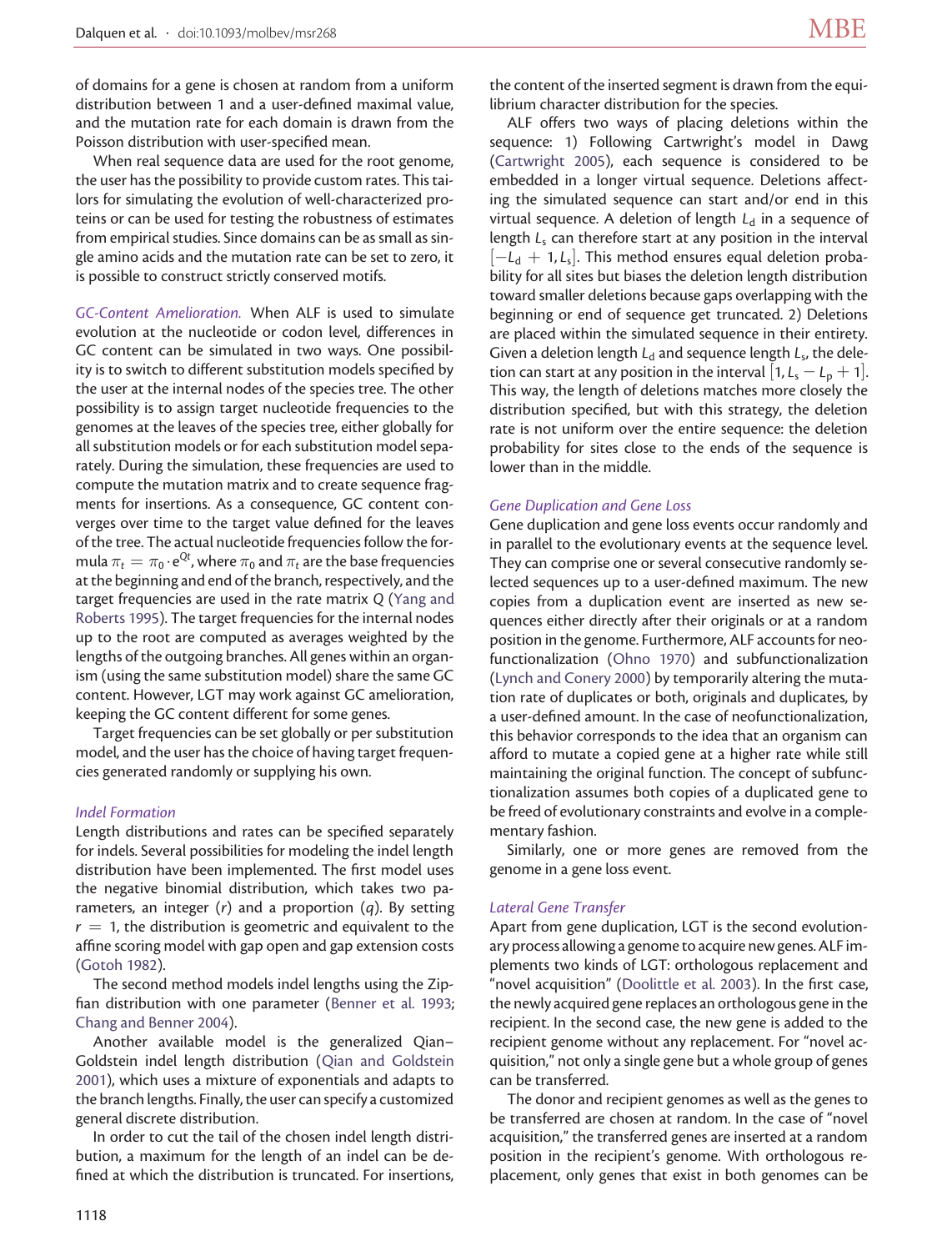of domains for a gene is chosen at random from a uniform distribution between 1 and a user-defined maximal value, and the mutation rate for each domain is drawn from the Poisson distribution with user-specified mean.

When real sequence data are used for the root genome, the user has the possibility to provide custom rates. This tailors for simulating the evolution of well-characterized proteins or can be used for testing the robustness of estimates from empirical studies. Since domains can be as small as single amino acids and the mutation rate can be set to zero, it is possible to construct strictly conserved motifs.

*GC-Content Amelioration.* When ALF is used to simulate evolution at the nucleotide or codon level, differences in GC content can be simulated in two ways. One possibility is to switch to different substitution models specified by the user at the internal nodes of the species tree. The other possibility is to assign target nucleotide frequencies to the genomes at the leaves of the species tree, either globally for all substitution models or for each substitution model separately. During the simulation, these frequencies are used to compute the mutation matrix and to create sequence fragments for insertions. As a consequence, GC content converges over time to the target value defined for the leaves of the tree. The actual nucleotide frequencies follow the formula $\pi_t = \pi_0 \cdot e^{Qt}$, where $\pi_0$ and $\pi_t$ are the base frequencies at the beginning and end of the branch, respectively, and the target frequencies are used in the rate matrix $Q$ (Yang and Roberts 1995). The target frequencies for the internal nodes up to the root are computed as averages weighted by the lengths of the outgoing branches. All genes within an organism (using the same substitution model) share the same GC content. However, LGT may work against GC amelioration, keeping the GC content different for some genes.

Target frequencies can be set globally or per substitution model, and the user has the choice of having target frequencies generated randomly or supplying his own.

### Indel Formation

Length distributions and rates can be specified separately for indels. Several possibilities for modeling the indel length distribution have been implemented. The first model uses the negative binomial distribution, which takes two parameters, an integer ($r$) and a proportion ($q$). By setting $r = 1$, the distribution is geometric and equivalent to the affine scoring model with gap open and gap extension costs (Gotoh 1982).

The second method models indel lengths using the Zipfian distribution with one parameter (Benner et al. 1993; Chang and Benner 2004).

Another available model is the generalized Qian–Goldstein indel length distribution (Qian and Goldstein 2001), which uses a mixture of exponentials and adapts to the branch lengths. Finally, the user can specify a customized general discrete distribution.

In order to cut the tail of the chosen indel length distribution, a maximum for the length of an indel can be defined at which the distribution is truncated. For insertions, the content of the inserted segment is drawn from the equilibrium character distribution for the species.

ALF offers two ways of placing deletions within the sequence: 1) Following Cartwright's model in Dawg (Cartwright 2005), each sequence is considered to be embedded in a longer virtual sequence. Deletions affecting the simulated sequence can start and/or end in this virtual sequence. A deletion of length $L_d$ in a sequence of length $L_s$ can therefore start at any position in the interval $[-L_d + 1, L_s]$. This method ensures equal deletion probability for all sites but biases the deletion length distribution toward smaller deletions because gaps overlapping with the beginning or end of sequence get truncated. 2) Deletions are placed within the simulated sequence in their entirety. Given a deletion length $L_d$ and sequence length $L_s$, the deletion can start at any position in the interval $[1, L_s - L_p + 1]$. This way, the length of deletions matches more closely the distribution specified, but with this strategy, the deletion rate is not uniform over the entire sequence: the deletion probability for sites close to the ends of the sequence is lower than in the middle.

### Gene Duplication and Gene Loss

Gene duplication and gene loss events occur randomly and in parallel to the evolutionary events at the sequence level. They can comprise one or several consecutive randomly selected sequences up to a user-defined maximum. The new copies from a duplication event are inserted as new sequences either directly after their originals or at a random position in the genome. Furthermore, ALF accounts for neofunctionalization (Ohno 1970) and subfunctionalization (Lynch and Conery 2000) by temporarily altering the mutation rate of duplicates or both, originals and duplicates, by a user-defined amount. In the case of neofunctionalization, this behavior corresponds to the idea that an organism can afford to mutate a copied gene at a higher rate while still maintaining the original function. The concept of subfunctionalization assumes both copies of a duplicated gene to be freed of evolutionary constraints and evolve in a complementary fashion.

Similarly, one or more genes are removed from the genome in a gene loss event.

### Lateral Gene Transfer

Apart from gene duplication, LGT is the second evolutionary process allowing a genome to acquire new genes. ALF implements two kinds of LGT: orthologous replacement and "novel acquisition" (Doolittle et al. 2003). In the first case, the newly acquired gene replaces an orthologous gene in the recipient. In the second case, the new gene is added to the recipient genome without any replacement. For "novel acquisition," not only a single gene but a whole group of genes can be transferred.

The donor and recipient genomes as well as the genes to be transferred are chosen at random. In the case of "novel acquisition," the transferred genes are inserted at a random position in the recipient's genome. With orthologous replacement, only genes that exist in both genomes can be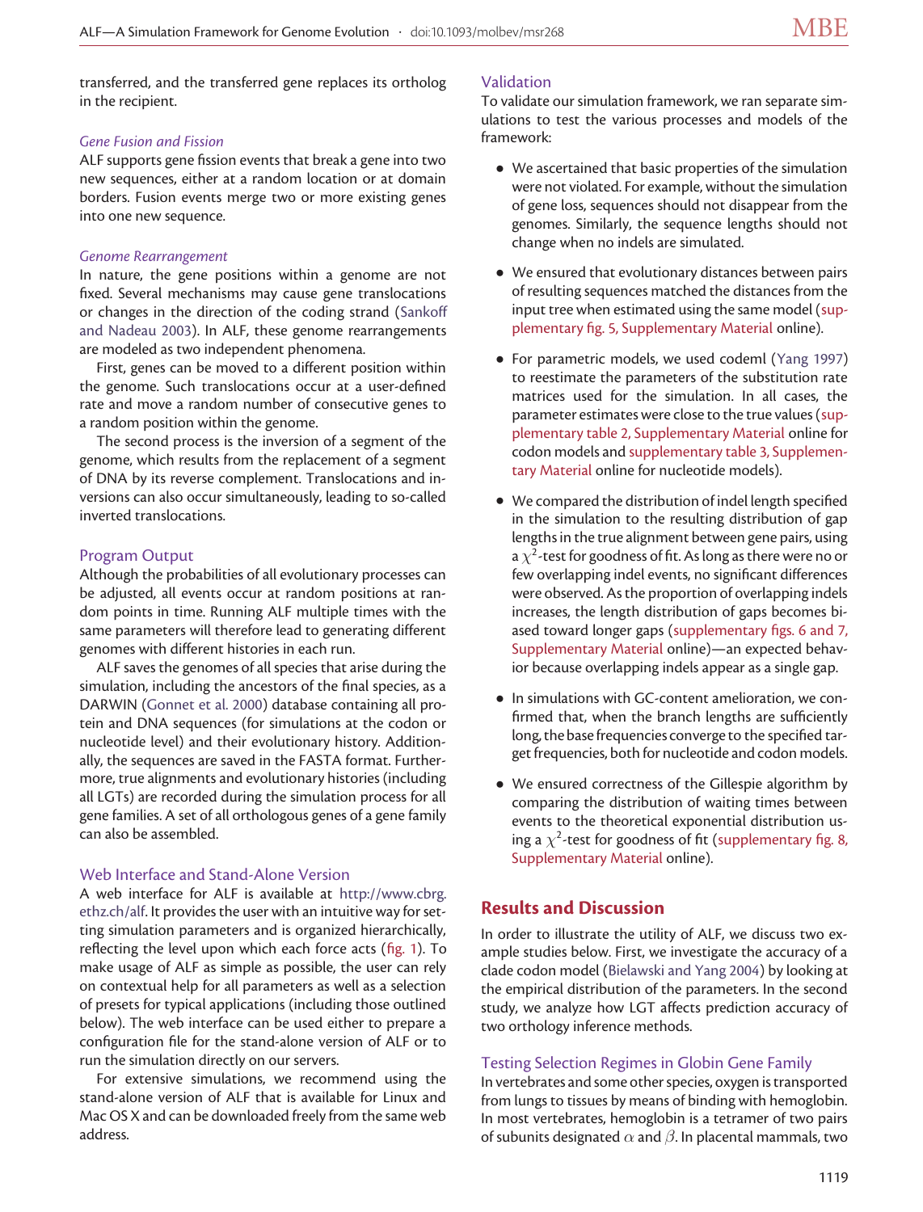transferred, and the transferred gene replaces its ortholog in the recipient.

#### *Gene Fusion and Fission*

ALF supports gene fission events that break a gene into two new sequences, either at a random location or at domain borders. Fusion events merge two or more existing genes into one new sequence.

#### *Genome Rearrangement*

In nature, the gene positions within a genome are not fixed. Several mechanisms may cause gene translocations or changes in the direction of the coding strand (Sankoff and Nadeau 2003). In ALF, these genome rearrangements are modeled as two independent phenomena.

First, genes can be moved to a different position within the genome. Such translocations occur at a user-defined rate and move a random number of consecutive genes to a random position within the genome.

The second process is the inversion of a segment of the genome, which results from the replacement of a segment of DNA by its reverse complement. Translocations and inversions can also occur simultaneously, leading to so-called inverted translocations.

### Program Output

Although the probabilities of all evolutionary processes can be adjusted, all events occur at random positions at random points in time. Running ALF multiple times with the same parameters will therefore lead to generating different genomes with different histories in each run.

ALF saves the genomes of all species that arise during the simulation, including the ancestors of the final species, as a DARWIN (Gonnet et al. 2000) database containing all protein and DNA sequences (for simulations at the codon or nucleotide level) and their evolutionary history. Additionally, the sequences are saved in the FASTA format. Furthermore, true alignments and evolutionary histories (including all LGTs) are recorded during the simulation process for all gene families. A set of all orthologous genes of a gene family can also be assembled.

### Web Interface and Stand-Alone Version

A web interface for ALF is available at http://www.cbrg.ethz.ch/alf. It provides the user with an intuitive way for setting simulation parameters and is organized hierarchically, reflecting the level upon which each force acts (fig. 1). To make usage of ALF as simple as possible, the user can rely on contextual help for all parameters as well as a selection of presets for typical applications (including those outlined below). The web interface can be used either to prepare a configuration file for the stand-alone version of ALF or to run the simulation directly on our servers.

For extensive simulations, we recommend using the stand-alone version of ALF that is available for Linux and Mac OS X and can be downloaded freely from the same web address.

### Validation

To validate our simulation framework, we ran separate simulations to test the various processes and models of the framework:

- We ascertained that basic properties of the simulation were not violated. For example, without the simulation of gene loss, sequences should not disappear from the genomes. Similarly, the sequence lengths should not change when no indels are simulated.
- We ensured that evolutionary distances between pairs of resulting sequences matched the distances from the input tree when estimated using the same model (supplementary fig. 5, Supplementary Material online).
- For parametric models, we used codeml (Yang 1997) to reestimate the parameters of the substitution rate matrices used for the simulation. In all cases, the parameter estimates were close to the true values (supplementary table 2, Supplementary Material online for codon models and supplementary table 3, Supplementary Material online for nucleotide models).
- We compared the distribution of indel length specified in the simulation to the resulting distribution of gap lengths in the true alignment between gene pairs, using a $\chi^2$-test for goodness of fit. As long as there were no or few overlapping indel events, no significant differences were observed. As the proportion of overlapping indels increases, the length distribution of gaps becomes biased toward longer gaps (supplementary figs. 6 and 7, Supplementary Material online)—an expected behavior because overlapping indels appear as a single gap.
- In simulations with GC-content amelioration, we confirmed that, when the branch lengths are sufficiently long, the base frequencies converge to the specified target frequencies, both for nucleotide and codon models.
- We ensured correctness of the Gillespie algorithm by comparing the distribution of waiting times between events to the theoretical exponential distribution using a $\chi^2$-test for goodness of fit (supplementary fig. 8, Supplementary Material online).

## Results and Discussion

In order to illustrate the utility of ALF, we discuss two example studies below. First, we investigate the accuracy of a clade codon model (Bielawski and Yang 2004) by looking at the empirical distribution of the parameters. In the second study, we analyze how LGT affects prediction accuracy of two orthology inference methods.

### Testing Selection Regimes in Globin Gene Family

In vertebrates and some other species, oxygen is transported from lungs to tissues by means of binding with hemoglobin. In most vertebrates, hemoglobin is a tetramer of two pairs of subunits designated $\alpha$ and $\beta$. In placental mammals, two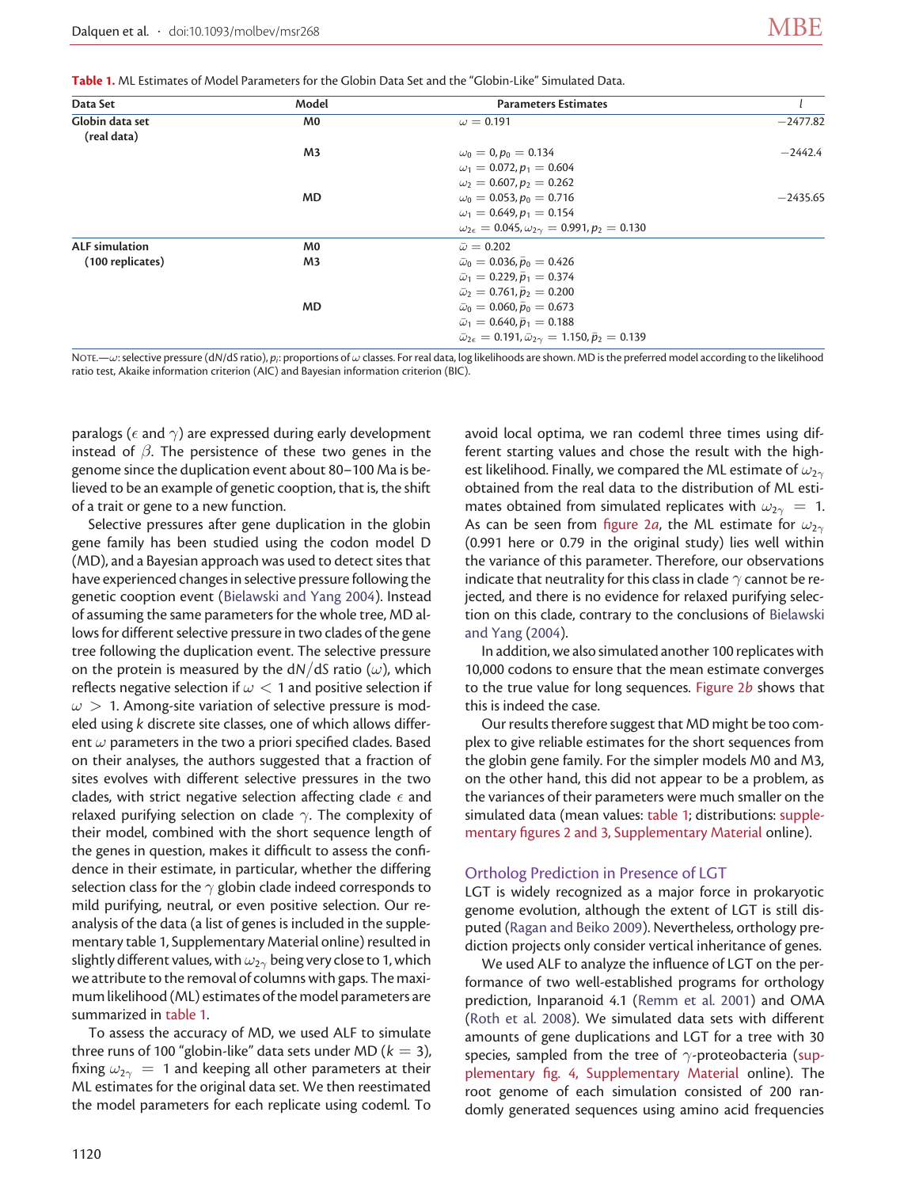**Table 1.** ML Estimates of Model Parameters for the Globin Data Set and the "Globin-Like" Simulated Data.

| Data Set | Model | Parameters Estimates | $l$ |
|---|---|---|---|
| **Globin data set (real data)** | **M0** | $\omega = 0.191$ | −2477.82 |
| | **M3** | $\omega_0 = 0, p_0 = 0.134$<br>$\omega_1 = 0.072, p_1 = 0.604$<br>$\omega_2 = 0.607, p_2 = 0.262$ | −2442.4 |
| | **MD** | $\omega_0 = 0.053, p_0 = 0.716$<br>$\omega_1 = 0.649, p_1 = 0.154$<br>$\omega_{2\epsilon} = 0.045, \omega_{2\gamma} = 0.991, p_2 = 0.130$ | −2435.65 |
| **ALF simulation (100 replicates)** | **M0** | $\bar{\omega} = 0.202$ | |
| | **M3** | $\bar{\omega}_0 = 0.036, \bar{p}_0 = 0.426$<br>$\bar{\omega}_1 = 0.229, \bar{p}_1 = 0.374$<br>$\bar{\omega}_2 = 0.761, \bar{p}_2 = 0.200$ | |
| | **MD** | $\bar{\omega}_0 = 0.060, \bar{p}_0 = 0.673$<br>$\bar{\omega}_1 = 0.640, \bar{p}_1 = 0.188$<br>$\bar{\omega}_{2\epsilon} = 0.191, \bar{\omega}_{2\gamma} = 1.150, \bar{p}_2 = 0.139$ | |

NOTE.—$\omega$: selective pressure (dN/dS ratio), $p_i$: proportions of $\omega$ classes. For real data, log likelihoods are shown. MD is the preferred model according to the likelihood ratio test, Akaike information criterion (AIC) and Bayesian information criterion (BIC).

paralogs ($\epsilon$ and $\gamma$) are expressed during early development instead of $\beta$. The persistence of these two genes in the genome since the duplication event about 80–100 Ma is believed to be an example of genetic cooption, that is, the shift of a trait or gene to a new function.

Selective pressures after gene duplication in the globin gene family has been studied using the codon model D (MD), and a Bayesian approach was used to detect sites that have experienced changes in selective pressure following the genetic cooption event (Bielawski and Yang 2004). Instead of assuming the same parameters for the whole tree, MD allows for different selective pressure in two clades of the gene tree following the duplication event. The selective pressure on the protein is measured by the $dN/dS$ ratio ($\omega$), which reflects negative selection if $\omega < 1$ and positive selection if $\omega > 1$. Among-site variation of selective pressure is modeled using $k$ discrete site classes, one of which allows different $\omega$ parameters in the two a priori specified clades. Based on their analyses, the authors suggested that a fraction of sites evolves with different selective pressures in the two clades, with strict negative selection affecting clade $\epsilon$ and relaxed purifying selection on clade $\gamma$. The complexity of their model, combined with the short sequence length of the genes in question, makes it difficult to assess the confidence in their estimate, in particular, whether the differing selection class for the $\gamma$ globin clade indeed corresponds to mild purifying, neutral, or even positive selection. Our reanalysis of the data (a list of genes is included in the supplementary table 1, Supplementary Material online) resulted in slightly different values, with $\omega_{2_\gamma}$ being very close to 1, which we attribute to the removal of columns with gaps. The maximum likelihood (ML) estimates of the model parameters are summarized in table 1.

To assess the accuracy of MD, we used ALF to simulate three runs of 100 "globin-like" data sets under MD ($k = 3$), fixing $\omega_{2_\gamma} = 1$ and keeping all other parameters at their ML estimates for the original data set. We then reestimated the model parameters for each replicate using codeml. To avoid local optima, we ran codeml three times using different starting values and chose the result with the highest likelihood. Finally, we compared the ML estimate of $\omega_{2_\gamma}$ obtained from the real data to the distribution of ML estimates obtained from simulated replicates with $\omega_{2_\gamma} = 1$. As can be seen from figure 2*a*, the ML estimate for $\omega_{2_\gamma}$ (0.991 here or 0.79 in the original study) lies well within the variance of this parameter. Therefore, our observations indicate that neutrality for this class in clade $\gamma$ cannot be rejected, and there is no evidence for relaxed purifying selection on this clade, contrary to the conclusions of Bielawski and Yang (2004).

In addition, we also simulated another 100 replicates with 10,000 codons to ensure that the mean estimate converges to the true value for long sequences. Figure 2*b* shows that this is indeed the case.

Our results therefore suggest that MD might be too complex to give reliable estimates for the short sequences from the globin gene family. For the simpler models M0 and M3, on the other hand, this did not appear to be a problem, as the variances of their parameters were much smaller on the simulated data (mean values: table 1; distributions: supplementary figures 2 and 3, Supplementary Material online).

## Ortholog Prediction in Presence of LGT

LGT is widely recognized as a major force in prokaryotic genome evolution, although the extent of LGT is still disputed (Ragan and Beiko 2009). Nevertheless, orthology prediction projects only consider vertical inheritance of genes.

We used ALF to analyze the influence of LGT on the performance of two well-established programs for orthology prediction, Inparanoid 4.1 (Remm et al. 2001) and OMA (Roth et al. 2008). We simulated data sets with different amounts of gene duplications and LGT for a tree with 30 species, sampled from the tree of $\gamma$-proteobacteria (supplementary fig. 4, Supplementary Material online). The root genome of each simulation consisted of 200 randomly generated sequences using amino acid frequencies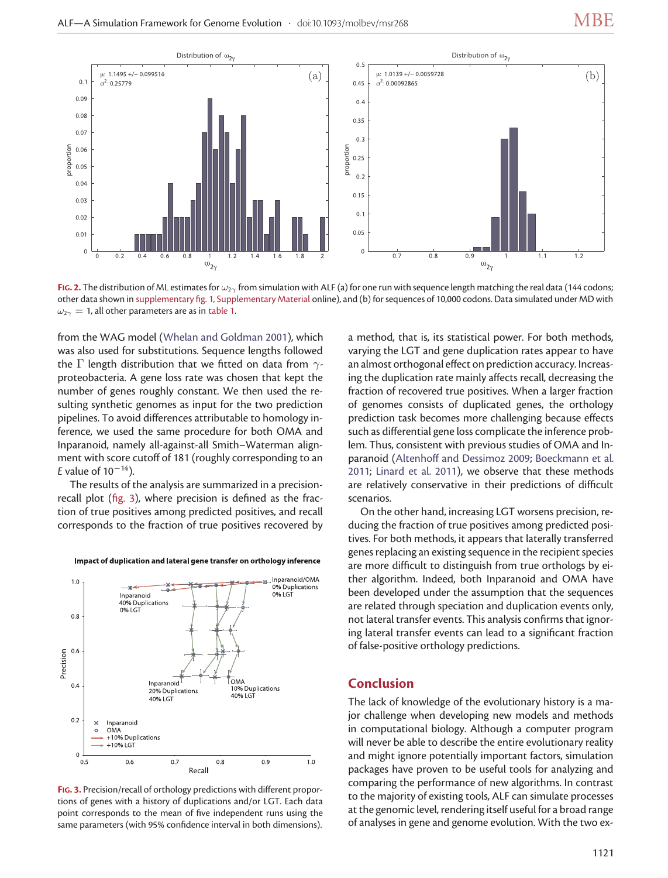FIG. 2. The distribution of ML estimates for $\omega_{2\gamma}$ from simulation with ALF (a) for one run with sequence length matching the real data (144 codons; other data shown in supplementary fig. 1, Supplementary Material online), and (b) for sequences of 10,000 codons. Data simulated under MD with $\omega_{2\gamma} = 1$, all other parameters are as in table 1.

from the WAG model (Whelan and Goldman 2001), which was also used for substitutions. Sequence lengths followed the $\Gamma$ length distribution that we fitted on data from $\gamma$-proteobacteria. A gene loss rate was chosen that kept the number of genes roughly constant. We then used the resulting synthetic genomes as input for the two prediction pipelines. To avoid differences attributable to homology inference, we used the same procedure for both OMA and Inparanoid, namely all-against-all Smith–Waterman alignment with score cutoff of 181 (roughly corresponding to an *E* value of $10^{-14}$).

The results of the analysis are summarized in a precision-recall plot (fig. 3), where precision is defined as the fraction of true positives among predicted positives, and recall corresponds to the fraction of true positives recovered by a method, that is, its statistical power. For both methods, varying the LGT and gene duplication rates appear to have an almost orthogonal effect on prediction accuracy. Increasing the duplication rate mainly affects recall, decreasing the fraction of recovered true positives. When a larger fraction of genomes consists of duplicated genes, the orthology prediction task becomes more challenging because effects such as differential gene loss complicate the inference problem. Thus, consistent with previous studies of OMA and Inparanoid (Altenhoff and Dessimoz 2009; Boeckmann et al. 2011; Linard et al. 2011), we observe that these methods are relatively conservative in their predictions of difficult scenarios.

On the other hand, increasing LGT worsens precision, reducing the fraction of true positives among predicted positives. For both methods, it appears that laterally transferred genes replacing an existing sequence in the recipient species are more difficult to distinguish from true orthologs by either algorithm. Indeed, both Inparanoid and OMA have been developed under the assumption that the sequences are related through speciation and duplication events only, not lateral transfer events. This analysis confirms that ignoring lateral transfer events can lead to a significant fraction of false-positive orthology predictions.

FIG. 3. Precision/recall of orthology predictions with different proportions of genes with a history of duplications and/or LGT. Each data point corresponds to the mean of five independent runs using the same parameters (with 95% confidence interval in both dimensions).

## Conclusion

The lack of knowledge of the evolutionary history is a major challenge when developing new models and methods in computational biology. Although a computer program will never be able to describe the entire evolutionary reality and might ignore potentially important factors, simulation packages have proven to be useful tools for analyzing and comparing the performance of new algorithms. In contrast to the majority of existing tools, ALF can simulate processes at the genomic level, rendering itself useful for a broad range of analyses in gene and genome evolution. With the two ex-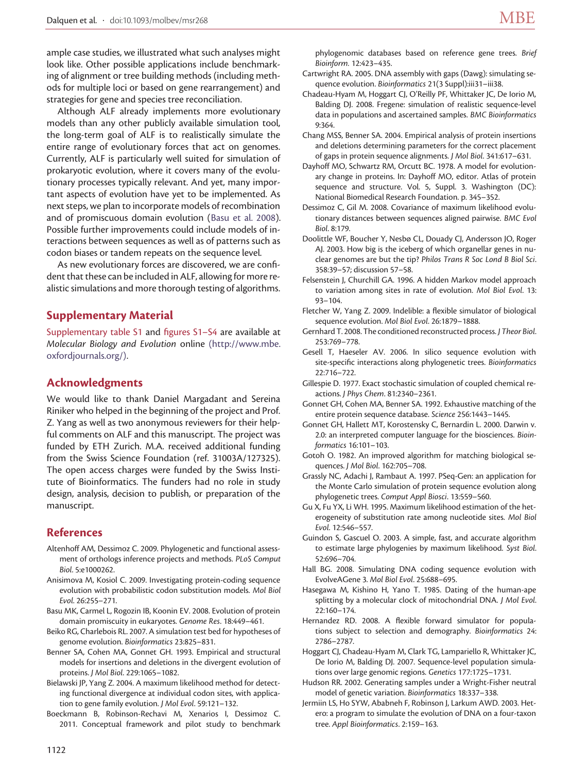ample case studies, we illustrated what such analyses might look like. Other possible applications include benchmarking of alignment or tree building methods (including methods for multiple loci or based on gene rearrangement) and strategies for gene and species tree reconciliation.

Although ALF already implements more evolutionary models than any other publicly available simulation tool, the long-term goal of ALF is to realistically simulate the entire range of evolutionary forces that act on genomes. Currently, ALF is particularly well suited for simulation of prokaryotic evolution, where it covers many of the evolutionary processes typically relevant. And yet, many important aspects of evolution have yet to be implemented. As next steps, we plan to incorporate models of recombination and of promiscuous domain evolution (Basu et al. 2008). Possible further improvements could include models of interactions between sequences as well as of patterns such as codon biases or tandem repeats on the sequence level.

As new evolutionary forces are discovered, we are confident that these can be included in ALF, allowing for more realistic simulations and more thorough testing of algorithms.

## Supplementary Material

Supplementary table S1 and figures S1–S4 are available at *Molecular Biology and Evolution* online (http://www.mbe.oxfordjournals.org/).

## Acknowledgments

We would like to thank Daniel Margadant and Sereina Riniker who helped in the beginning of the project and Prof. Z. Yang as well as two anonymous reviewers for their helpful comments on ALF and this manuscript. The project was funded by ETH Zurich. M.A. received additional funding from the Swiss Science Foundation (ref. 31003A/127325). The open access charges were funded by the Swiss Institute of Bioinformatics. The funders had no role in study design, analysis, decision to publish, or preparation of the manuscript.

## References

Altenhoff AM, Dessimoz C. 2009. Phylogenetic and functional assessment of orthologs inference projects and methods. *PLoS Comput Biol*. 5:e1000262.

Anisimova M, Kosiol C. 2009. Investigating protein-coding sequence evolution with probabilistic codon substitution models. *Mol Biol Evol*. 26:255–271.

Basu MK, Carmel L, Rogozin IB, Koonin EV. 2008. Evolution of protein domain promiscuity in eukaryotes. *Genome Res*. 18:449–461.

Beiko RG, Charlebois RL. 2007. A simulation test bed for hypotheses of genome evolution. *Bioinformatics* 23:825–831.

Benner SA, Cohen MA, Gonnet GH. 1993. Empirical and structural models for insertions and deletions in the divergent evolution of proteins. *J Mol Biol*. 229:1065–1082.

Bielawski JP, Yang Z. 2004. A maximum likelihood method for detecting functional divergence at individual codon sites, with application to gene family evolution. *J Mol Evol*. 59:121–132.

Boeckmann B, Robinson-Rechavi M, Xenarios I, Dessimoz C. 2011. Conceptual framework and pilot study to benchmark phylogenomic databases based on reference gene trees. *Brief Bioinform*. 12:423–435.

Cartwright RA. 2005. DNA assembly with gaps (Dawg): simulating sequence evolution. *Bioinformatics* 21(3 Suppl):iii31–iii38.

Chadeau-Hyam M, Hoggart CJ, O'Reilly PF, Whittaker JC, De Iorio M, Balding DJ. 2008. Fregene: simulation of realistic sequence-level data in populations and ascertained samples. *BMC Bioinformatics* 9:364.

Chang MSS, Benner SA. 2004. Empirical analysis of protein insertions and deletions determining parameters for the correct placement of gaps in protein sequence alignments. *J Mol Biol*. 341:617–631.

Dayhoff MO, Schwartz RM, Orcutt BC. 1978. A model for evolutionary change in proteins. In: Dayhoff MO, editor. Atlas of protein sequence and structure. Vol. 5, Suppl. 3. Washington (DC): National Biomedical Research Foundation. p. 345–352.

Dessimoz C, Gil M. 2008. Covariance of maximum likelihood evolutionary distances between sequences aligned pairwise. *BMC Evol Biol*. 8:179.

Doolittle WF, Boucher Y, Nesbø CL, Douady CJ, Andersson JO, Roger AJ. 2003. How big is the iceberg of which organellar genes in nuclear genomes are but the tip? *Philos Trans R Soc Lond B Biol Sci*. 358:39–57; discussion 57–58.

Felsenstein J, Churchill GA. 1996. A hidden Markov model approach to variation among sites in rate of evolution. *Mol Biol Evol*. 13: 93–104.

Fletcher W, Yang Z. 2009. Indelible: a flexible simulator of biological sequence evolution. *Mol Biol Evol*. 26:1879–1888.

Gernhard T. 2008. The conditioned reconstructed process. *J Theor Biol*. 253:769–778.

Gesell T, Haeseler AV. 2006. In silico sequence evolution with site-specific interactions along phylogenetic trees. *Bioinformatics* 22:716–722.

Gillespie D. 1977. Exact stochastic simulation of coupled chemical reactions. *J Phys Chem*. 81:2340–2361.

Gonnet GH, Cohen MA, Benner SA. 1992. Exhaustive matching of the entire protein sequence database. *Science* 256:1443–1445.

Gonnet GH, Hallett MT, Korostensky C, Bernardin L. 2000. Darwin v. 2.0: an interpreted computer language for the biosciences. *Bioinformatics* 16:101–103.

Gotoh O. 1982. An improved algorithm for matching biological sequences. *J Mol Biol*. 162:705–708.

Grassly NC, Adachi J, Rambaut A. 1997. PSeq-Gen: an application for the Monte Carlo simulation of protein sequence evolution along phylogenetic trees. *Comput Appl Biosci*. 13:559–560.

Gu X, Fu YX, Li WH. 1995. Maximum likelihood estimation of the heterogeneity of substitution rate among nucleotide sites. *Mol Biol Evol*. 12:546–557.

Guindon S, Gascuel O. 2003. A simple, fast, and accurate algorithm to estimate large phylogenies by maximum likelihood. *Syst Biol*. 52:696–704.

Hall BG. 2008. Simulating DNA coding sequence evolution with EvolveAGene 3. *Mol Biol Evol*. 25:688–695.

Hasegawa M, Kishino H, Yano T. 1985. Dating of the human-ape splitting by a molecular clock of mitochondrial DNA. *J Mol Evol*. 22:160–174.

Hernandez RD. 2008. A flexible forward simulator for populations subject to selection and demography. *Bioinformatics* 24: 2786–2787.

Hoggart CJ, Chadeau-Hyam M, Clark TG, Lampariello R, Whittaker JC, De Iorio M, Balding DJ. 2007. Sequence-level population simulations over large genomic regions. *Genetics* 177:1725–1731.

Hudson RR. 2002. Generating samples under a Wright-Fisher neutral model of genetic variation. *Bioinformatics* 18:337–338.

Jermiin LS, Ho SYW, Ababneh F, Robinson J, Larkum AWD. 2003. Hetero: a program to simulate the evolution of DNA on a four-taxon tree. *Appl Bioinformatics*. 2:159–163.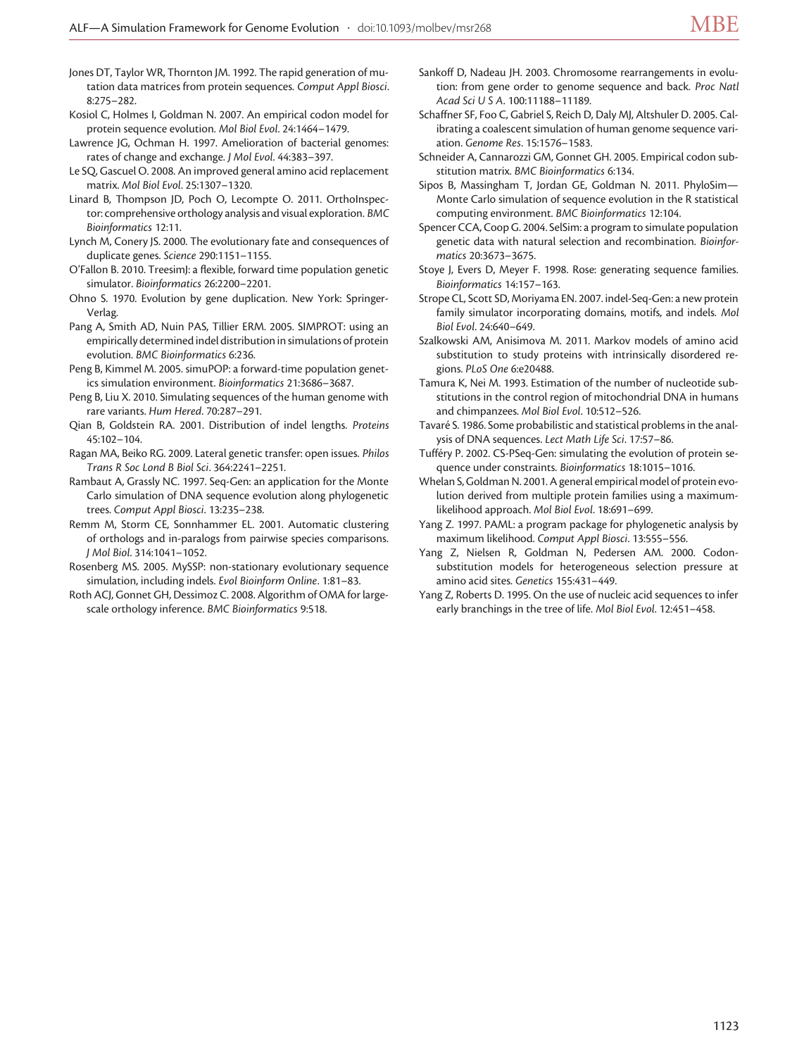Jones DT, Taylor WR, Thornton JM. 1992. The rapid generation of mutation data matrices from protein sequences. *Comput Appl Biosci*. 8:275–282.

Kosiol C, Holmes I, Goldman N. 2007. An empirical codon model for protein sequence evolution. *Mol Biol Evol*. 24:1464–1479.

Lawrence JG, Ochman H. 1997. Amelioration of bacterial genomes: rates of change and exchange. *J Mol Evol*. 44:383–397.

Le SQ, Gascuel O. 2008. An improved general amino acid replacement matrix. *Mol Biol Evol*. 25:1307–1320.

Linard B, Thompson JD, Poch O, Lecompte O. 2011. OrthoInspector: comprehensive orthology analysis and visual exploration. *BMC Bioinformatics* 12:11.

Lynch M, Conery JS. 2000. The evolutionary fate and consequences of duplicate genes. *Science* 290:1151–1155.

O'Fallon B. 2010. TreesimJ: a flexible, forward time population genetic simulator. *Bioinformatics* 26:2200–2201.

Ohno S. 1970. Evolution by gene duplication. New York: Springer-Verlag.

Pang A, Smith AD, Nuin PAS, Tillier ERM. 2005. SIMPROT: using an empirically determined indel distribution in simulations of protein evolution. *BMC Bioinformatics* 6:236.

Peng B, Kimmel M. 2005. simuPOP: a forward-time population genetics simulation environment. *Bioinformatics* 21:3686–3687.

Peng B, Liu X. 2010. Simulating sequences of the human genome with rare variants. *Hum Hered*. 70:287–291.

Qian B, Goldstein RA. 2001. Distribution of indel lengths. *Proteins* 45:102–104.

Ragan MA, Beiko RG. 2009. Lateral genetic transfer: open issues. *Philos Trans R Soc Lond B Biol Sci*. 364:2241–2251.

Rambaut A, Grassly NC. 1997. Seq-Gen: an application for the Monte Carlo simulation of DNA sequence evolution along phylogenetic trees. *Comput Appl Biosci*. 13:235–238.

Remm M, Storm CE, Sonnhammer EL. 2001. Automatic clustering of orthologs and in-paralogs from pairwise species comparisons. *J Mol Biol*. 314:1041–1052.

Rosenberg MS. 2005. MySSP: non-stationary evolutionary sequence simulation, including indels. *Evol Bioinform Online*. 1:81–83.

Roth ACJ, Gonnet GH, Dessimoz C. 2008. Algorithm of OMA for large-scale orthology inference. *BMC Bioinformatics* 9:518.

Sankoff D, Nadeau JH. 2003. Chromosome rearrangements in evolution: from gene order to genome sequence and back. *Proc Natl Acad Sci U S A*. 100:11188–11189.

Schaffner SF, Foo C, Gabriel S, Reich D, Daly MJ, Altshuler D. 2005. Calibrating a coalescent simulation of human genome sequence variation. *Genome Res*. 15:1576–1583.

Schneider A, Cannarozzi GM, Gonnet GH. 2005. Empirical codon substitution matrix. *BMC Bioinformatics* 6:134.

Sipos B, Massingham T, Jordan GE, Goldman N. 2011. PhyloSim—Monte Carlo simulation of sequence evolution in the R statistical computing environment. *BMC Bioinformatics* 12:104.

Spencer CCA, Coop G. 2004. SelSim: a program to simulate population genetic data with natural selection and recombination. *Bioinformatics* 20:3673–3675.

Stoye J, Evers D, Meyer F. 1998. Rose: generating sequence families. *Bioinformatics* 14:157–163.

Strope CL, Scott SD, Moriyama EN. 2007. indel-Seq-Gen: a new protein family simulator incorporating domains, motifs, and indels. *Mol Biol Evol*. 24:640–649.

Szalkowski AM, Anisimova M. 2011. Markov models of amino acid substitution to study proteins with intrinsically disordered regions. *PLoS One* 6:e20488.

Tamura K, Nei M. 1993. Estimation of the number of nucleotide substitutions in the control region of mitochondrial DNA in humans and chimpanzees. *Mol Biol Evol*. 10:512–526.

Tavaré S. 1986. Some probabilistic and statistical problems in the analysis of DNA sequences. *Lect Math Life Sci*. 17:57–86.

Tufféry P. 2002. CS-PSeq-Gen: simulating the evolution of protein sequence under constraints. *Bioinformatics* 18:1015–1016.

Whelan S, Goldman N. 2001. A general empirical model of protein evolution derived from multiple protein families using a maximum-likelihood approach. *Mol Biol Evol*. 18:691–699.

Yang Z. 1997. PAML: a program package for phylogenetic analysis by maximum likelihood. *Comput Appl Biosci*. 13:555–556.

Yang Z, Nielsen R, Goldman N, Pedersen AM. 2000. Codon-substitution models for heterogeneous selection pressure at amino acid sites. *Genetics* 155:431–449.

Yang Z, Roberts D. 1995. On the use of nucleic acid sequences to infer early branchings in the tree of life. *Mol Biol Evol*. 12:451–458.